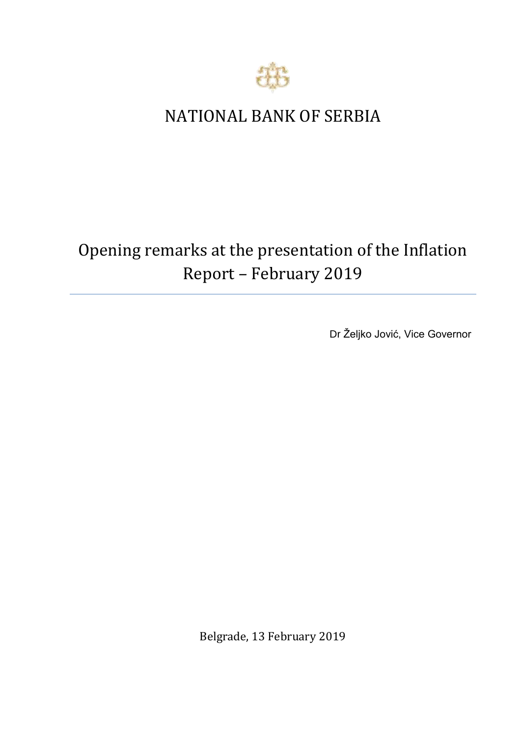# NATIONAL BANK OF SERBIA

## Opening remarks at the presentation of the Inflation Report – February 2019

---

Dr Željko Jović, Vice Governor

Belgrade, 13 February 2019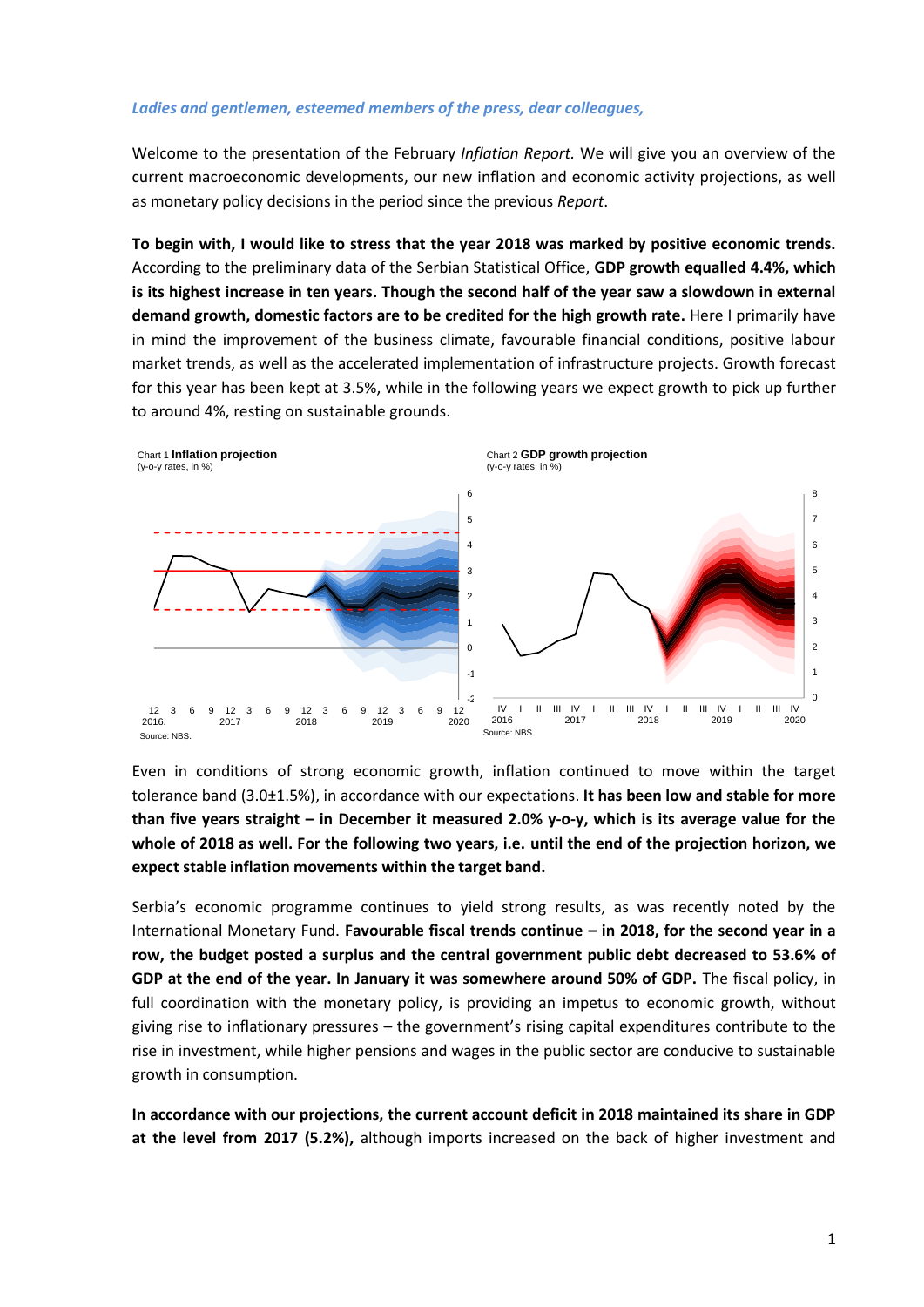*Ladies and gentlemen, esteemed members of the press, dear colleagues,*

Welcome to the presentation of the February *Inflation Report*. We will give you an overview of the current macroeconomic developments, our new inflation and economic activity projections, as well as monetary policy decisions in the period since the previous *Report*.

**To begin with, I would like to stress that the year 2018 was marked by positive economic trends.** According to the preliminary data of the Serbian Statistical Office, **GDP growth equalled 4.4%, which is its highest increase in ten years. Though the second half of the year saw a slowdown in external demand growth, domestic factors are to be credited for the high growth rate.** Here I primarily have in mind the improvement of the business climate, favourable financial conditions, positive labour market trends, as well as the accelerated implementation of infrastructure projects. Growth forecast for this year has been kept at 3.5%, while in the following years we expect growth to pick up further to around 4%, resting on sustainable grounds.

Chart 1 **Inflation projection**
(y-o-y rates, in %)

Source: NBS.

Chart 2 **GDP growth projection**
(y-o-y rates, in %)

Source: NBS.

Even in conditions of strong economic growth, inflation continued to move within the target tolerance band (3.0±1.5%), in accordance with our expectations. **It has been low and stable for more than five years straight – in December it measured 2.0% y-o-y, which is its average value for the whole of 2018 as well. For the following two years, i.e. until the end of the projection horizon, we expect stable inflation movements within the target band.**

Serbia's economic programme continues to yield strong results, as was recently noted by the International Monetary Fund. **Favourable fiscal trends continue – in 2018, for the second year in a row, the budget posted a surplus and the central government public debt decreased to 53.6% of GDP at the end of the year. In January it was somewhere around 50% of GDP.** The fiscal policy, in full coordination with the monetary policy, is providing an impetus to economic growth, without giving rise to inflationary pressures – the government's rising capital expenditures contribute to the rise in investment, while higher pensions and wages in the public sector are conducive to sustainable growth in consumption.

**In accordance with our projections, the current account deficit in 2018 maintained its share in GDP at the level from 2017 (5.2%),** although imports increased on the back of higher investment and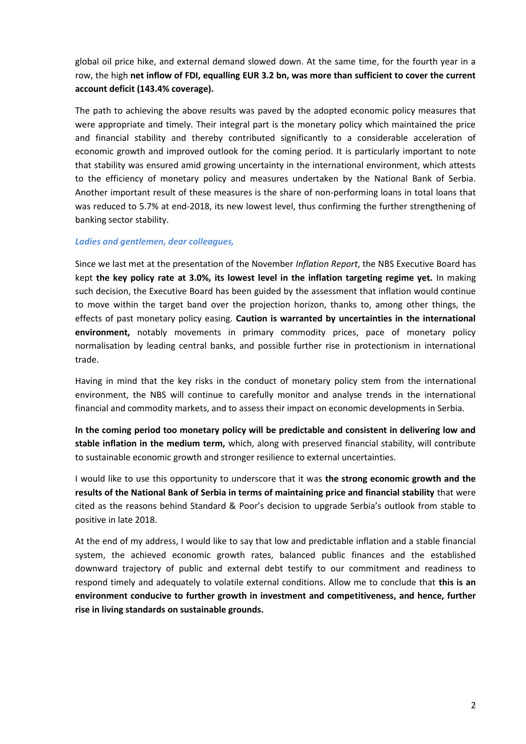global oil price hike, and external demand slowed down. At the same time, for the fourth year in a row, the high **net inflow of FDI, equalling EUR 3.2 bn, was more than sufficient to cover the current account deficit (143.4% coverage).**

The path to achieving the above results was paved by the adopted economic policy measures that were appropriate and timely. Their integral part is the monetary policy which maintained the price and financial stability and thereby contributed significantly to a considerable acceleration of economic growth and improved outlook for the coming period. It is particularly important to note that stability was ensured amid growing uncertainty in the international environment, which attests to the efficiency of monetary policy and measures undertaken by the National Bank of Serbia. Another important result of these measures is the share of non-performing loans in total loans that was reduced to 5.7% at end-2018, its new lowest level, thus confirming the further strengthening of banking sector stability.

***Ladies and gentlemen, dear colleagues,***

Since we last met at the presentation of the November *Inflation Report*, the NBS Executive Board has kept **the key policy rate at 3.0%, its lowest level in the inflation targeting regime yet.** In making such decision, the Executive Board has been guided by the assessment that inflation would continue to move within the target band over the projection horizon, thanks to, among other things, the effects of past monetary policy easing. **Caution is warranted by uncertainties in the international environment,** notably movements in primary commodity prices, pace of monetary policy normalisation by leading central banks, and possible further rise in protectionism in international trade.

Having in mind that the key risks in the conduct of monetary policy stem from the international environment, the NBS will continue to carefully monitor and analyse trends in the international financial and commodity markets, and to assess their impact on economic developments in Serbia.

**In the coming period too monetary policy will be predictable and consistent in delivering low and stable inflation in the medium term,** which, along with preserved financial stability, will contribute to sustainable economic growth and stronger resilience to external uncertainties.

I would like to use this opportunity to underscore that it was **the strong economic growth and the results of the National Bank of Serbia in terms of maintaining price and financial stability** that were cited as the reasons behind Standard & Poor's decision to upgrade Serbia's outlook from stable to positive in late 2018.

At the end of my address, I would like to say that low and predictable inflation and a stable financial system, the achieved economic growth rates, balanced public finances and the established downward trajectory of public and external debt testify to our commitment and readiness to respond timely and adequately to volatile external conditions. Allow me to conclude that **this is an environment conducive to further growth in investment and competitiveness, and hence, further rise in living standards on sustainable grounds.**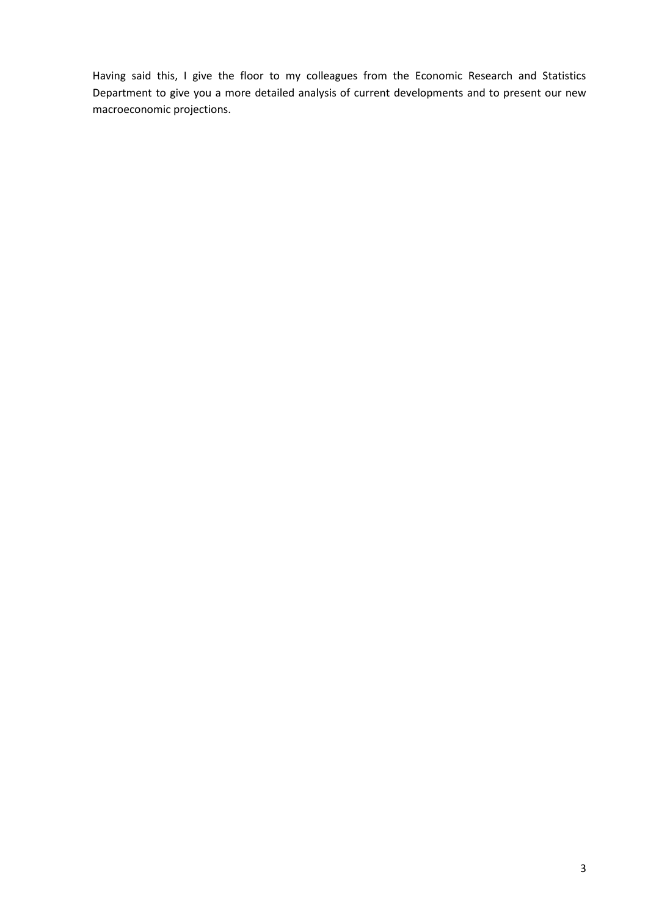Having said this, I give the floor to my colleagues from the Economic Research and Statistics Department to give you a more detailed analysis of current developments and to present our new macroeconomic projections.